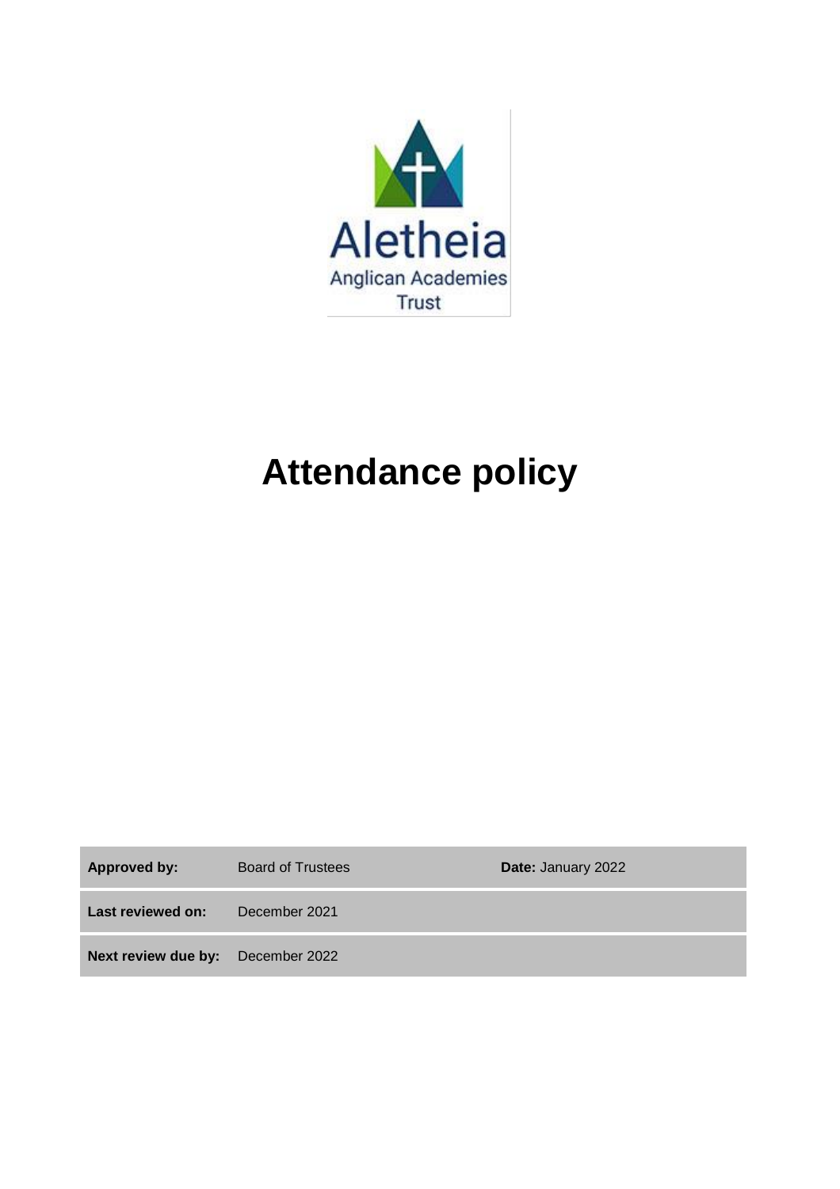Aletheia

Anglican Academies Trust

# Attendance policy

| **Approved by:** | Board of Trustees | **Date:** January 2022 |
| --- | --- | --- |
| **Last reviewed on:** | December 2021 | |
| **Next review due by:** | December 2022 | |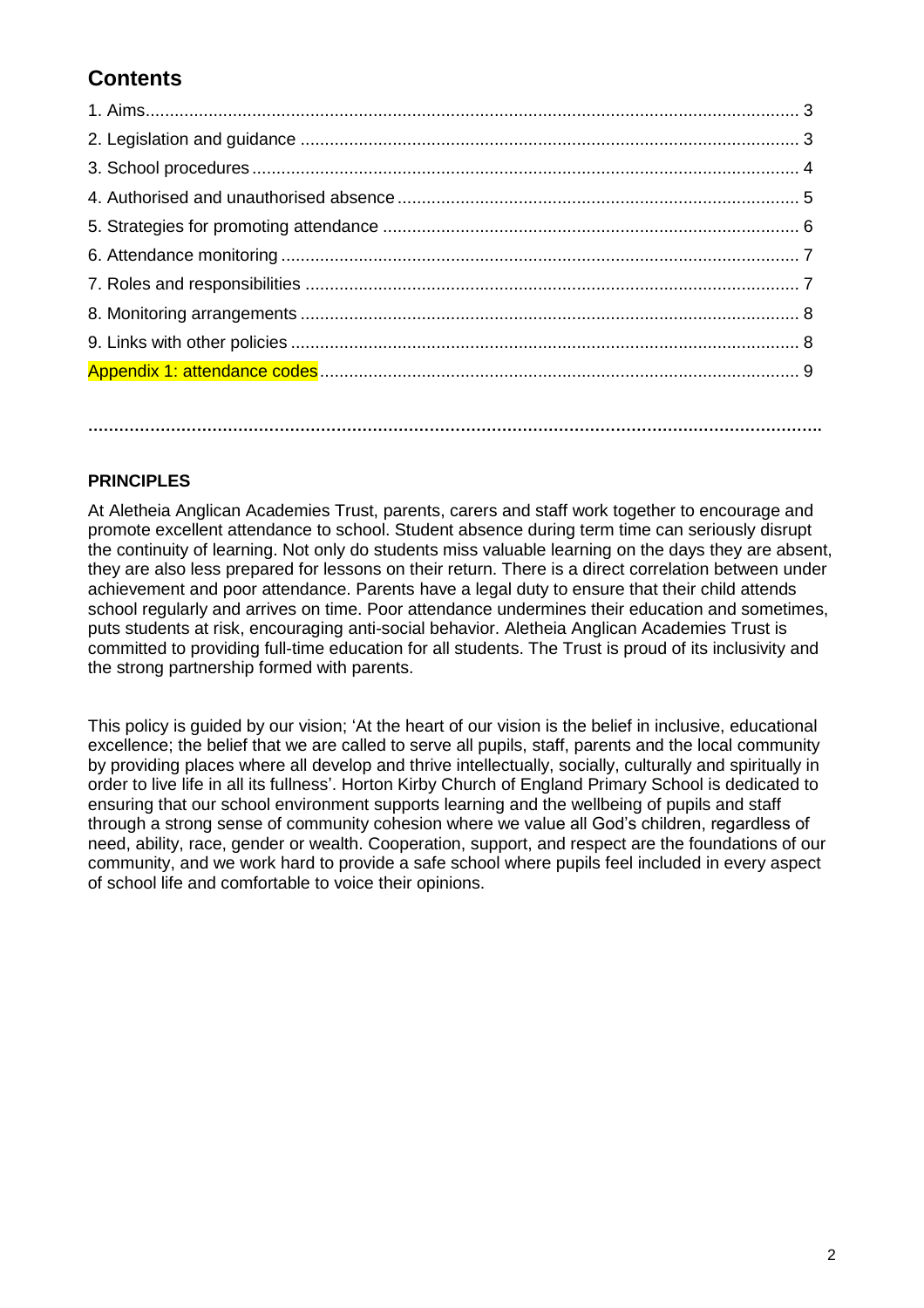# Contents

1. Aims ....................................................................................................................................... 3
2. Legislation and guidance ....................................................................................................... 3
3. School procedures ................................................................................................................. 4
4. Authorised and unauthorised absence .................................................................................. 5
5. Strategies for promoting attendance ..................................................................................... 6
6. Attendance monitoring ........................................................................................................... 7
7. Roles and responsibilities ...................................................................................................... 7
8. Monitoring arrangements ....................................................................................................... 8
9. Links with other policies ......................................................................................................... 8

Appendix 1: attendance codes ................................................................................................... 9

**..............................................................................................................................................**

**PRINCIPLES**

At Aletheia Anglican Academies Trust, parents, carers and staff work together to encourage and promote excellent attendance to school. Student absence during term time can seriously disrupt the continuity of learning. Not only do students miss valuable learning on the days they are absent, they are also less prepared for lessons on their return. There is a direct correlation between under achievement and poor attendance. Parents have a legal duty to ensure that their child attends school regularly and arrives on time. Poor attendance undermines their education and sometimes, puts students at risk, encouraging anti-social behavior. Aletheia Anglican Academies Trust is committed to providing full-time education for all students. The Trust is proud of its inclusivity and the strong partnership formed with parents.

This policy is guided by our vision; 'At the heart of our vision is the belief in inclusive, educational excellence; the belief that we are called to serve all pupils, staff, parents and the local community by providing places where all develop and thrive intellectually, socially, culturally and spiritually in order to live life in all its fullness'. Horton Kirby Church of England Primary School is dedicated to ensuring that our school environment supports learning and the wellbeing of pupils and staff through a strong sense of community cohesion where we value all God's children, regardless of need, ability, race, gender or wealth. Cooperation, support, and respect are the foundations of our community, and we work hard to provide a safe school where pupils feel included in every aspect of school life and comfortable to voice their opinions.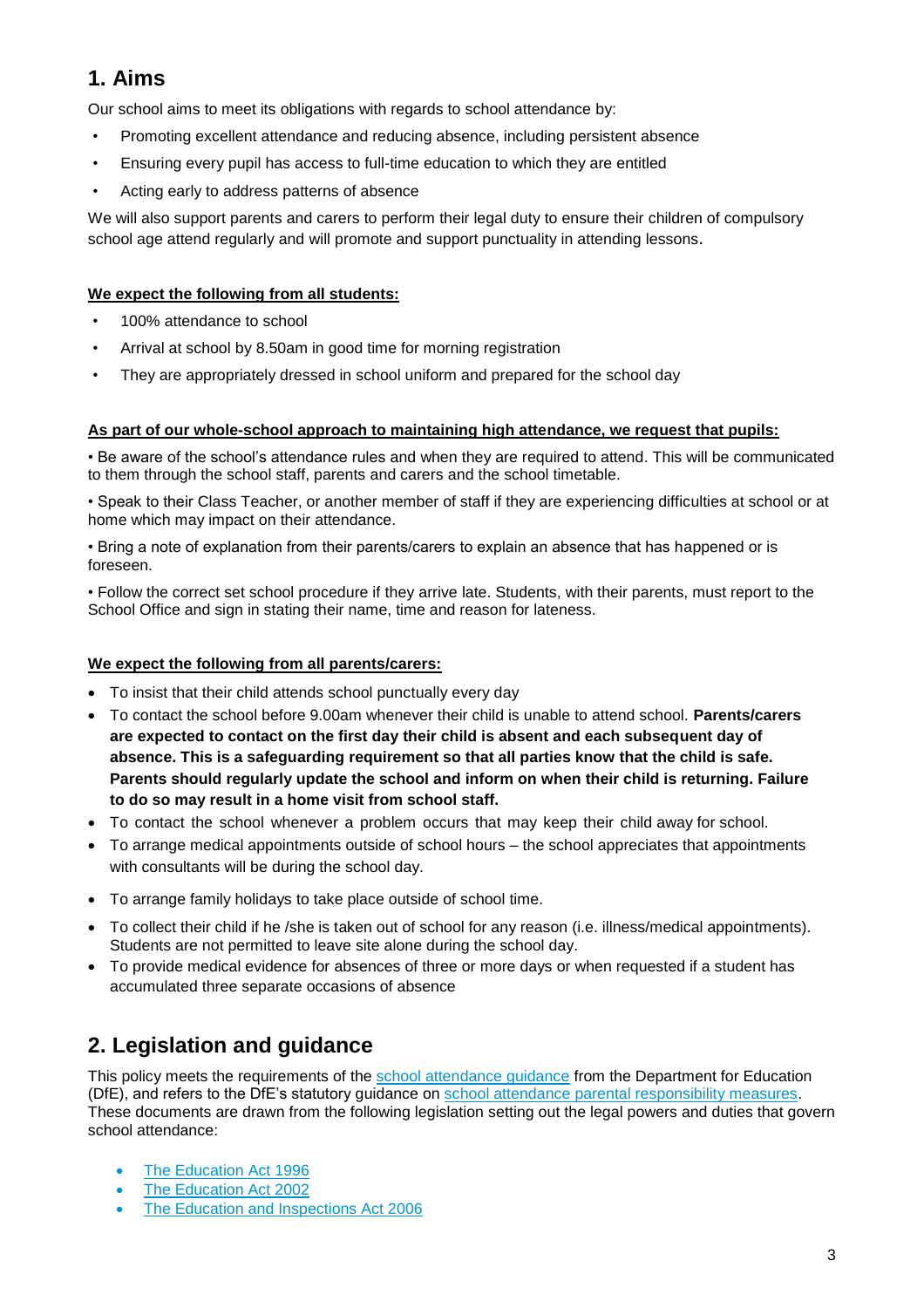## 1. Aims

Our school aims to meet its obligations with regards to school attendance by:

- Promoting excellent attendance and reducing absence, including persistent absence
- Ensuring every pupil has access to full-time education to which they are entitled
- Acting early to address patterns of absence

We will also support parents and carers to perform their legal duty to ensure their children of compulsory school age attend regularly and will promote and support punctuality in attending lessons.

**We expect the following from all students:**

- 100% attendance to school
- Arrival at school by 8.50am in good time for morning registration
- They are appropriately dressed in school uniform and prepared for the school day

**As part of our whole-school approach to maintaining high attendance, we request that pupils:**

• Be aware of the school's attendance rules and when they are required to attend. This will be communicated to them through the school staff, parents and carers and the school timetable.

• Speak to their Class Teacher, or another member of staff if they are experiencing difficulties at school or at home which may impact on their attendance.

• Bring a note of explanation from their parents/carers to explain an absence that has happened or is foreseen.

• Follow the correct set school procedure if they arrive late. Students, with their parents, must report to the School Office and sign in stating their name, time and reason for lateness.

**We expect the following from all parents/carers:**

- To insist that their child attends school punctually every day
- To contact the school before 9.00am whenever their child is unable to attend school. **Parents/carers are expected to contact on the first day their child is absent and each subsequent day of absence. This is a safeguarding requirement so that all parties know that the child is safe. Parents should regularly update the school and inform on when their child is returning. Failure to do so may result in a home visit from school staff.**
- To contact the school whenever a problem occurs that may keep their child away for school.
- To arrange medical appointments outside of school hours – the school appreciates that appointments with consultants will be during the school day.
- To arrange family holidays to take place outside of school time.
- To collect their child if he /she is taken out of school for any reason (i.e. illness/medical appointments). Students are not permitted to leave site alone during the school day.
- To provide medical evidence for absences of three or more days or when requested if a student has accumulated three separate occasions of absence

## 2. Legislation and guidance

This policy meets the requirements of the school attendance guidance from the Department for Education (DfE), and refers to the DfE's statutory guidance on school attendance parental responsibility measures. These documents are drawn from the following legislation setting out the legal powers and duties that govern school attendance:

- The Education Act 1996
- The Education Act 2002
- The Education and Inspections Act 2006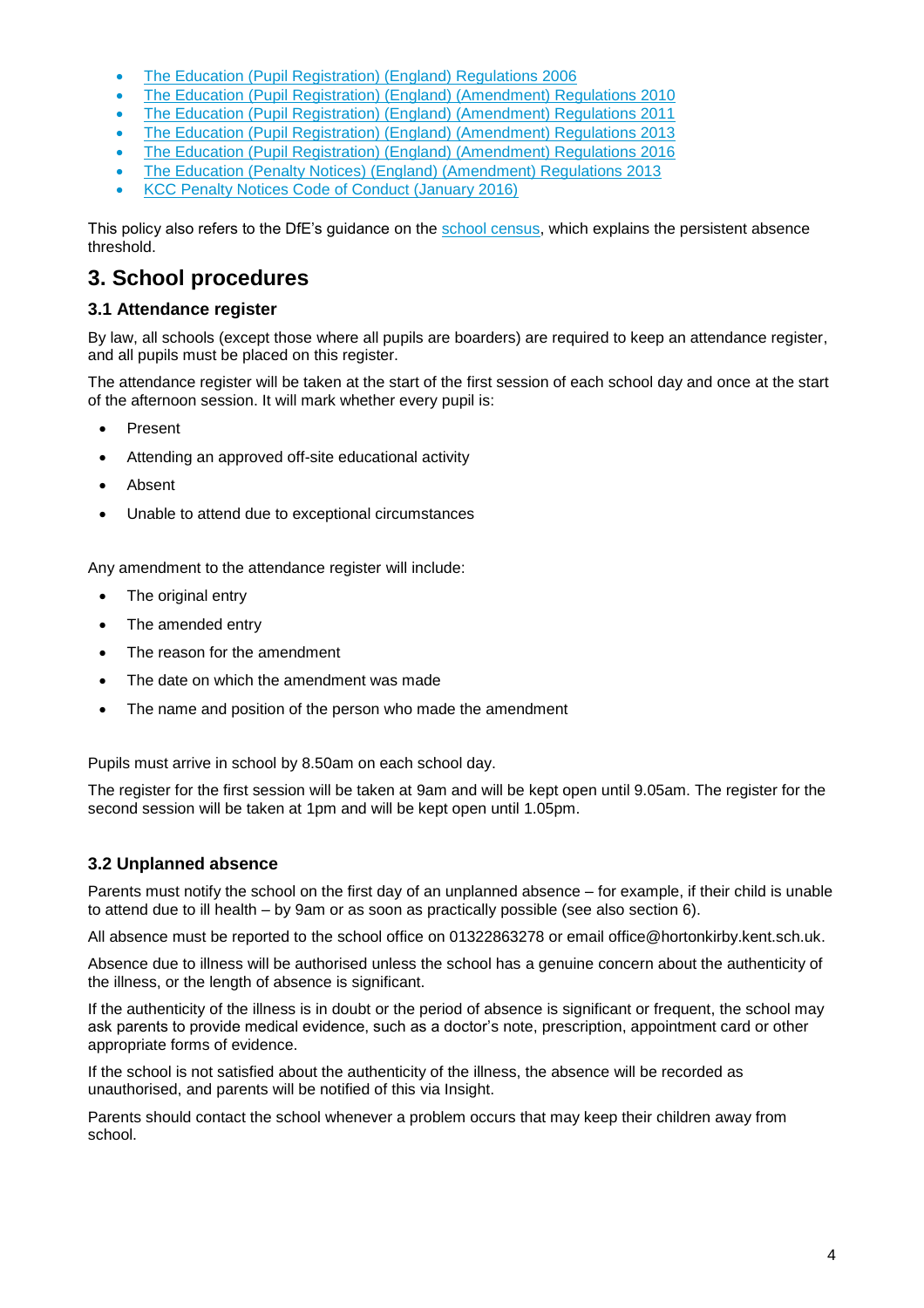- The Education (Pupil Registration) (England) Regulations 2006
- The Education (Pupil Registration) (England) (Amendment) Regulations 2010
- The Education (Pupil Registration) (England) (Amendment) Regulations 2011
- The Education (Pupil Registration) (England) (Amendment) Regulations 2013
- The Education (Pupil Registration) (England) (Amendment) Regulations 2016
- The Education (Penalty Notices) (England) (Amendment) Regulations 2013
- KCC Penalty Notices Code of Conduct (January 2016)

This policy also refers to the DfE's guidance on the school census, which explains the persistent absence threshold.

## 3. School procedures

### 3.1 Attendance register

By law, all schools (except those where all pupils are boarders) are required to keep an attendance register, and all pupils must be placed on this register.

The attendance register will be taken at the start of the first session of each school day and once at the start of the afternoon session. It will mark whether every pupil is:

- Present
- Attending an approved off-site educational activity
- Absent
- Unable to attend due to exceptional circumstances

Any amendment to the attendance register will include:

- The original entry
- The amended entry
- The reason for the amendment
- The date on which the amendment was made
- The name and position of the person who made the amendment

Pupils must arrive in school by 8.50am on each school day.

The register for the first session will be taken at 9am and will be kept open until 9.05am. The register for the second session will be taken at 1pm and will be kept open until 1.05pm.

### 3.2 Unplanned absence

Parents must notify the school on the first day of an unplanned absence – for example, if their child is unable to attend due to ill health – by 9am or as soon as practically possible (see also section 6).

All absence must be reported to the school office on 01322863278 or email office@hortonkirby.kent.sch.uk.

Absence due to illness will be authorised unless the school has a genuine concern about the authenticity of the illness, or the length of absence is significant.

If the authenticity of the illness is in doubt or the period of absence is significant or frequent, the school may ask parents to provide medical evidence, such as a doctor's note, prescription, appointment card or other appropriate forms of evidence.

If the school is not satisfied about the authenticity of the illness, the absence will be recorded as unauthorised, and parents will be notified of this via Insight.

Parents should contact the school whenever a problem occurs that may keep their children away from school.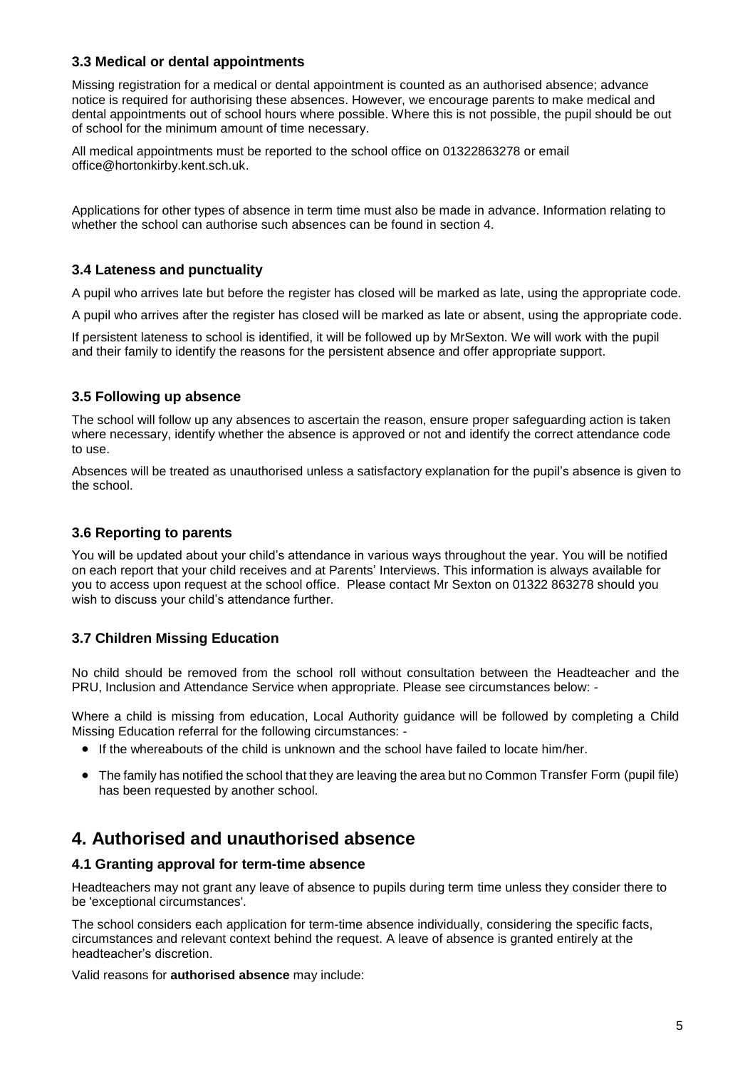### 3.3 Medical or dental appointments

Missing registration for a medical or dental appointment is counted as an authorised absence; advance notice is required for authorising these absences. However, we encourage parents to make medical and dental appointments out of school hours where possible. Where this is not possible, the pupil should be out of school for the minimum amount of time necessary.

All medical appointments must be reported to the school office on 01322863278 or email office@hortonkirby.kent.sch.uk.

Applications for other types of absence in term time must also be made in advance. Information relating to whether the school can authorise such absences can be found in section 4.

### 3.4 Lateness and punctuality

A pupil who arrives late but before the register has closed will be marked as late, using the appropriate code.

A pupil who arrives after the register has closed will be marked as late or absent, using the appropriate code.

If persistent lateness to school is identified, it will be followed up by MrSexton. We will work with the pupil and their family to identify the reasons for the persistent absence and offer appropriate support.

### 3.5 Following up absence

The school will follow up any absences to ascertain the reason, ensure proper safeguarding action is taken where necessary, identify whether the absence is approved or not and identify the correct attendance code to use.

Absences will be treated as unauthorised unless a satisfactory explanation for the pupil's absence is given to the school.

### 3.6 Reporting to parents

You will be updated about your child's attendance in various ways throughout the year. You will be notified on each report that your child receives and at Parents' Interviews. This information is always available for you to access upon request at the school office. Please contact Mr Sexton on 01322 863278 should you wish to discuss your child's attendance further.

### 3.7 Children Missing Education

No child should be removed from the school roll without consultation between the Headteacher and the PRU, Inclusion and Attendance Service when appropriate. Please see circumstances below: -

Where a child is missing from education, Local Authority guidance will be followed by completing a Child Missing Education referral for the following circumstances: -

- If the whereabouts of the child is unknown and the school have failed to locate him/her.
- The family has notified the school that they are leaving the area but no Common Transfer Form (pupil file) has been requested by another school.

## 4. Authorised and unauthorised absence

### 4.1 Granting approval for term-time absence

Headteachers may not grant any leave of absence to pupils during term time unless they consider there to be 'exceptional circumstances'.

The school considers each application for term-time absence individually, considering the specific facts, circumstances and relevant context behind the request. A leave of absence is granted entirely at the headteacher's discretion.

Valid reasons for **authorised absence** may include: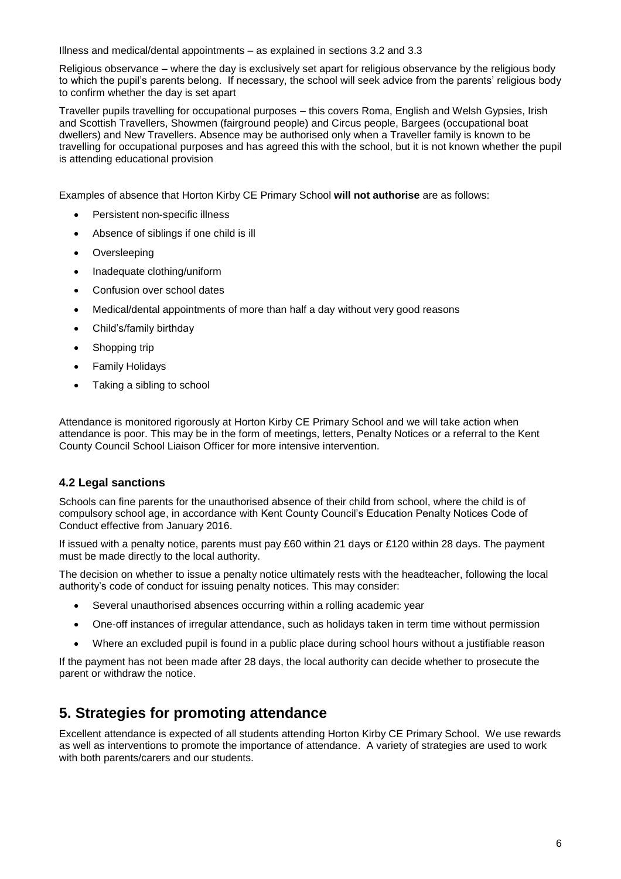Illness and medical/dental appointments – as explained in sections 3.2 and 3.3

Religious observance – where the day is exclusively set apart for religious observance by the religious body to which the pupil's parents belong. If necessary, the school will seek advice from the parents' religious body to confirm whether the day is set apart

Traveller pupils travelling for occupational purposes – this covers Roma, English and Welsh Gypsies, Irish and Scottish Travellers, Showmen (fairground people) and Circus people, Bargees (occupational boat dwellers) and New Travellers. Absence may be authorised only when a Traveller family is known to be travelling for occupational purposes and has agreed this with the school, but it is not known whether the pupil is attending educational provision

Examples of absence that Horton Kirby CE Primary School **will not authorise** are as follows:

- Persistent non-specific illness
- Absence of siblings if one child is ill
- Oversleeping
- Inadequate clothing/uniform
- Confusion over school dates
- Medical/dental appointments of more than half a day without very good reasons
- Child's/family birthday
- Shopping trip
- Family Holidays
- Taking a sibling to school

Attendance is monitored rigorously at Horton Kirby CE Primary School and we will take action when attendance is poor. This may be in the form of meetings, letters, Penalty Notices or a referral to the Kent County Council School Liaison Officer for more intensive intervention.

### 4.2 Legal sanctions

Schools can fine parents for the unauthorised absence of their child from school, where the child is of compulsory school age, in accordance with Kent County Council's Education Penalty Notices Code of Conduct effective from January 2016.

If issued with a penalty notice, parents must pay £60 within 21 days or £120 within 28 days. The payment must be made directly to the local authority.

The decision on whether to issue a penalty notice ultimately rests with the headteacher, following the local authority's code of conduct for issuing penalty notices. This may consider:

- Several unauthorised absences occurring within a rolling academic year
- One-off instances of irregular attendance, such as holidays taken in term time without permission
- Where an excluded pupil is found in a public place during school hours without a justifiable reason

If the payment has not been made after 28 days, the local authority can decide whether to prosecute the parent or withdraw the notice.

## 5. Strategies for promoting attendance

Excellent attendance is expected of all students attending Horton Kirby CE Primary School. We use rewards as well as interventions to promote the importance of attendance. A variety of strategies are used to work with both parents/carers and our students.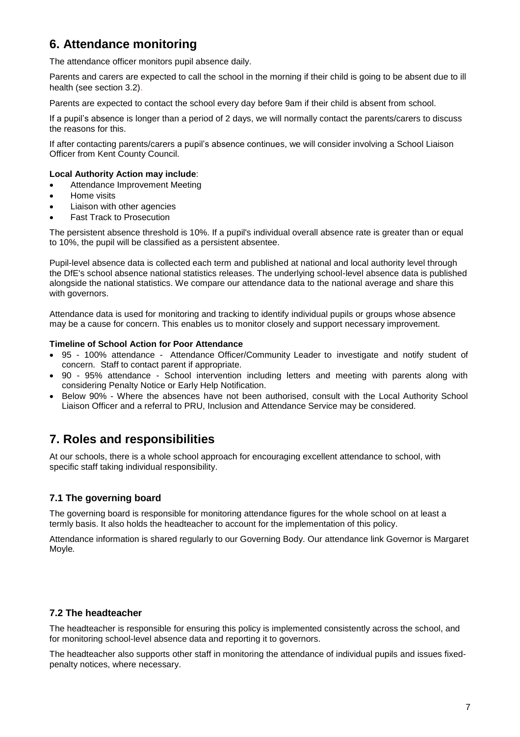## 6. Attendance monitoring

The attendance officer monitors pupil absence daily.

Parents and carers are expected to call the school in the morning if their child is going to be absent due to ill health (see section 3.2).

Parents are expected to contact the school every day before 9am if their child is absent from school.

If a pupil's absence is longer than a period of 2 days, we will normally contact the parents/carers to discuss the reasons for this.

If after contacting parents/carers a pupil's absence continues, we will consider involving a School Liaison Officer from Kent County Council.

**Local Authority Action may include**:

- Attendance Improvement Meeting
- Home visits
- Liaison with other agencies
- Fast Track to Prosecution

The persistent absence threshold is 10%. If a pupil's individual overall absence rate is greater than or equal to 10%, the pupil will be classified as a persistent absentee.

Pupil-level absence data is collected each term and published at national and local authority level through the DfE's school absence national statistics releases. The underlying school-level absence data is published alongside the national statistics. We compare our attendance data to the national average and share this with governors.

Attendance data is used for monitoring and tracking to identify individual pupils or groups whose absence may be a cause for concern. This enables us to monitor closely and support necessary improvement.

**Timeline of School Action for Poor Attendance**

- 95 - 100% attendance - Attendance Officer/Community Leader to investigate and notify student of concern. Staff to contact parent if appropriate.
- 90 - 95% attendance - School intervention including letters and meeting with parents along with considering Penalty Notice or Early Help Notification.
- Below 90% - Where the absences have not been authorised, consult with the Local Authority School Liaison Officer and a referral to PRU, Inclusion and Attendance Service may be considered.

## 7. Roles and responsibilities

At our schools, there is a whole school approach for encouraging excellent attendance to school, with specific staff taking individual responsibility.

### 7.1 The governing board

The governing board is responsible for monitoring attendance figures for the whole school on at least a termly basis. It also holds the headteacher to account for the implementation of this policy.

Attendance information is shared regularly to our Governing Body. Our attendance link Governor is Margaret Moyle.

### 7.2 The headteacher

The headteacher is responsible for ensuring this policy is implemented consistently across the school, and for monitoring school-level absence data and reporting it to governors.

The headteacher also supports other staff in monitoring the attendance of individual pupils and issues fixed-penalty notices, where necessary.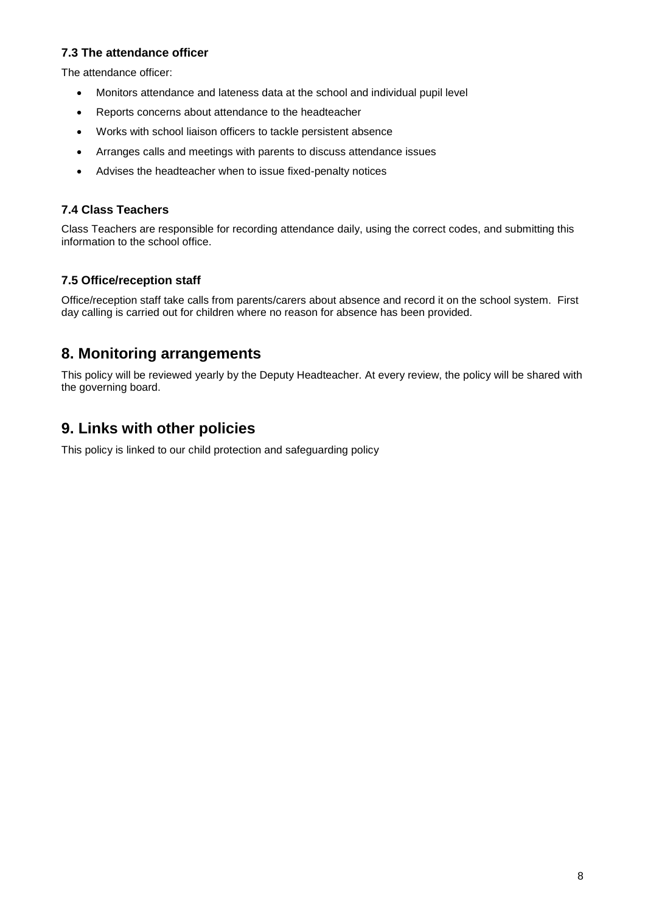### 7.3 The attendance officer

The attendance officer:

- Monitors attendance and lateness data at the school and individual pupil level
- Reports concerns about attendance to the headteacher
- Works with school liaison officers to tackle persistent absence
- Arranges calls and meetings with parents to discuss attendance issues
- Advises the headteacher when to issue fixed-penalty notices

### 7.4 Class Teachers

Class Teachers are responsible for recording attendance daily, using the correct codes, and submitting this information to the school office.

### 7.5 Office/reception staff

Office/reception staff take calls from parents/carers about absence and record it on the school system. First day calling is carried out for children where no reason for absence has been provided.

## 8. Monitoring arrangements

This policy will be reviewed yearly by the Deputy Headteacher. At every review, the policy will be shared with the governing board.

## 9. Links with other policies

This policy is linked to our child protection and safeguarding policy